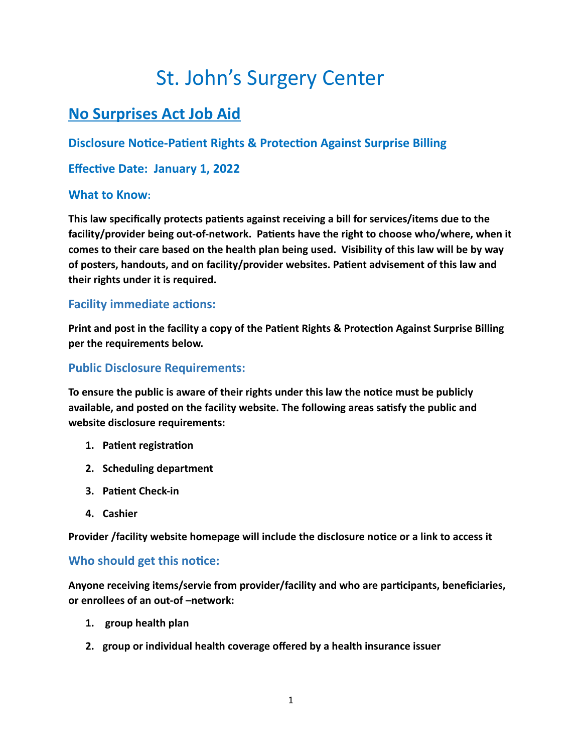# St. John's Surgery Center

## No Surprises Act Job Aid

### Disclosure Notice-Patient Rights & Protection Against Surprise Billing

### Effective Date: January 1, 2022

### What to Know:

**This law specifically protects patients against receiving a bill for services/items due to the facility/provider being out-of-network. Patients have the right to choose who/where, when it comes to their care based on the health plan being used. Visibility of this law will be by way of posters, handouts, and on facility/provider websites. Patient advisement of this law and their rights under it is required.**

### Facility immediate actions:

**Print and post in the facility a copy of the Patient Rights & Protection Against Surprise Billing per the requirements below.**

### Public Disclosure Requirements:

**To ensure the public is aware of their rights under this law the notice must be publicly available, and posted on the facility website. The following areas satisfy the public and website disclosure requirements:**

1. **Patient registration**
2. **Scheduling department**
3. **Patient Check-in**
4. **Cashier**

**Provider /facility website homepage will include the disclosure notice or a link to access it**

### Who should get this notice:

**Anyone receiving items/servie from provider/facility and who are participants, beneficiaries, or enrollees of an out-of –network:**

1. **group health plan**
2. **group or individual health coverage offered by a health insurance issuer**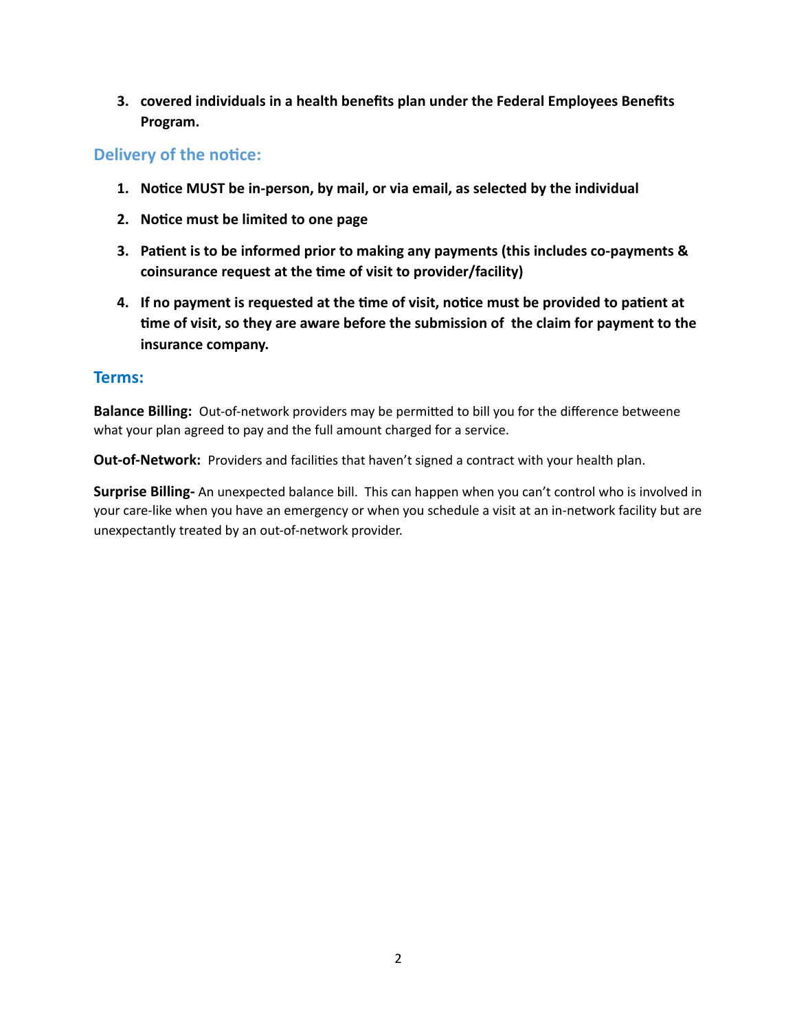3. **covered individuals in a health benefits plan under the Federal Employees Benefits Program.**

## Delivery of the notice:

1. **Notice MUST be in-person, by mail, or via email, as selected by the individual**
2. **Notice must be limited to one page**
3. **Patient is to be informed prior to making any payments (this includes co-payments & coinsurance request at the time of visit to provider/facility)**
4. **If no payment is requested at the time of visit, notice must be provided to patient at time of visit, so they are aware before the submission of the claim for payment to the insurance company.**

## Terms:

**Balance Billing:** Out-of-network providers may be permitted to bill you for the difference betweene what your plan agreed to pay and the full amount charged for a service.

**Out-of-Network:** Providers and facilities that haven't signed a contract with your health plan.

**Surprise Billing-** An unexpected balance bill. This can happen when you can't control who is involved in your care-like when you have an emergency or when you schedule a visit at an in-network facility but are unexpectantly treated by an out-of-network provider.